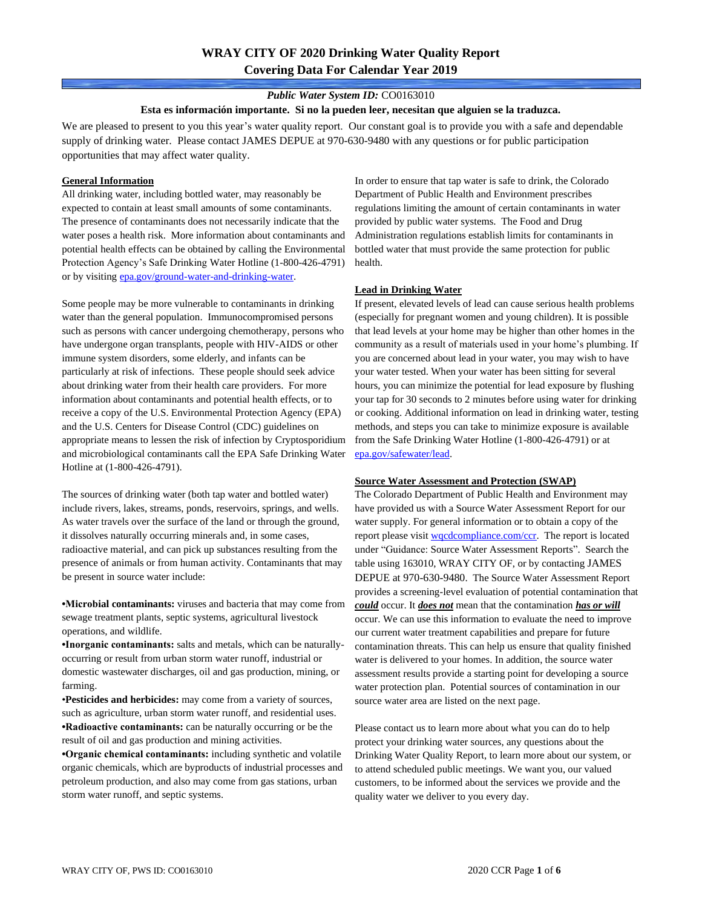# WRAY CITY OF 2020 Drinking Water Quality Report
## Covering Data For Calendar Year 2019

***Public Water System ID:*** CO0163010

**Esta es información importante. Si no la pueden leer, necesitan que alguien se la traduzca.**

We are pleased to present to you this year's water quality report. Our constant goal is to provide you with a safe and dependable supply of drinking water. Please contact JAMES DEPUE at 970-630-9480 with any questions or for public participation opportunities that may affect water quality.

**General Information**

All drinking water, including bottled water, may reasonably be expected to contain at least small amounts of some contaminants. The presence of contaminants does not necessarily indicate that the water poses a health risk. More information about contaminants and potential health effects can be obtained by calling the Environmental Protection Agency's Safe Drinking Water Hotline (1-800-426-4791) or by visiting epa.gov/ground-water-and-drinking-water.

Some people may be more vulnerable to contaminants in drinking water than the general population. Immunocompromised persons such as persons with cancer undergoing chemotherapy, persons who have undergone organ transplants, people with HIV-AIDS or other immune system disorders, some elderly, and infants can be particularly at risk of infections. These people should seek advice about drinking water from their health care providers. For more information about contaminants and potential health effects, or to receive a copy of the U.S. Environmental Protection Agency (EPA) and the U.S. Centers for Disease Control (CDC) guidelines on appropriate means to lessen the risk of infection by Cryptosporidium and microbiological contaminants call the EPA Safe Drinking Water Hotline at (1-800-426-4791).

The sources of drinking water (both tap water and bottled water) include rivers, lakes, streams, ponds, reservoirs, springs, and wells. As water travels over the surface of the land or through the ground, it dissolves naturally occurring minerals and, in some cases, radioactive material, and can pick up substances resulting from the presence of animals or from human activity. Contaminants that may be present in source water include:

- **Microbial contaminants:** viruses and bacteria that may come from sewage treatment plants, septic systems, agricultural livestock operations, and wildlife.
- **Inorganic contaminants:** salts and metals, which can be naturally-occurring or result from urban storm water runoff, industrial or domestic wastewater discharges, oil and gas production, mining, or farming.
- **Pesticides and herbicides:** may come from a variety of sources, such as agriculture, urban storm water runoff, and residential uses.
- **Radioactive contaminants:** can be naturally occurring or be the result of oil and gas production and mining activities.
- **Organic chemical contaminants:** including synthetic and volatile organic chemicals, which are byproducts of industrial processes and petroleum production, and also may come from gas stations, urban storm water runoff, and septic systems.

In order to ensure that tap water is safe to drink, the Colorado Department of Public Health and Environment prescribes regulations limiting the amount of certain contaminants in water provided by public water systems. The Food and Drug Administration regulations establish limits for contaminants in bottled water that must provide the same protection for public health.

**Lead in Drinking Water**

If present, elevated levels of lead can cause serious health problems (especially for pregnant women and young children). It is possible that lead levels at your home may be higher than other homes in the community as a result of materials used in your home's plumbing. If you are concerned about lead in your water, you may wish to have your water tested. When your water has been sitting for several hours, you can minimize the potential for lead exposure by flushing your tap for 30 seconds to 2 minutes before using water for drinking or cooking. Additional information on lead in drinking water, testing methods, and steps you can take to minimize exposure is available from the Safe Drinking Water Hotline (1-800-426-4791) or at epa.gov/safewater/lead.

**Source Water Assessment and Protection (SWAP)**

The Colorado Department of Public Health and Environment may have provided us with a Source Water Assessment Report for our water supply. For general information or to obtain a copy of the report please visit wqcdcompliance.com/ccr. The report is located under "Guidance: Source Water Assessment Reports". Search the table using 163010, WRAY CITY OF, or by contacting JAMES DEPUE at 970-630-9480. The Source Water Assessment Report provides a screening-level evaluation of potential contamination that ***could*** occur. It ***does not*** mean that the contamination ***has or will*** occur. We can use this information to evaluate the need to improve our current water treatment capabilities and prepare for future contamination threats. This can help us ensure that quality finished water is delivered to your homes. In addition, the source water assessment results provide a starting point for developing a source water protection plan. Potential sources of contamination in our source water area are listed on the next page.

Please contact us to learn more about what you can do to help protect your drinking water sources, any questions about the Drinking Water Quality Report, to learn more about our system, or to attend scheduled public meetings. We want you, our valued customers, to be informed about the services we provide and the quality water we deliver to you every day.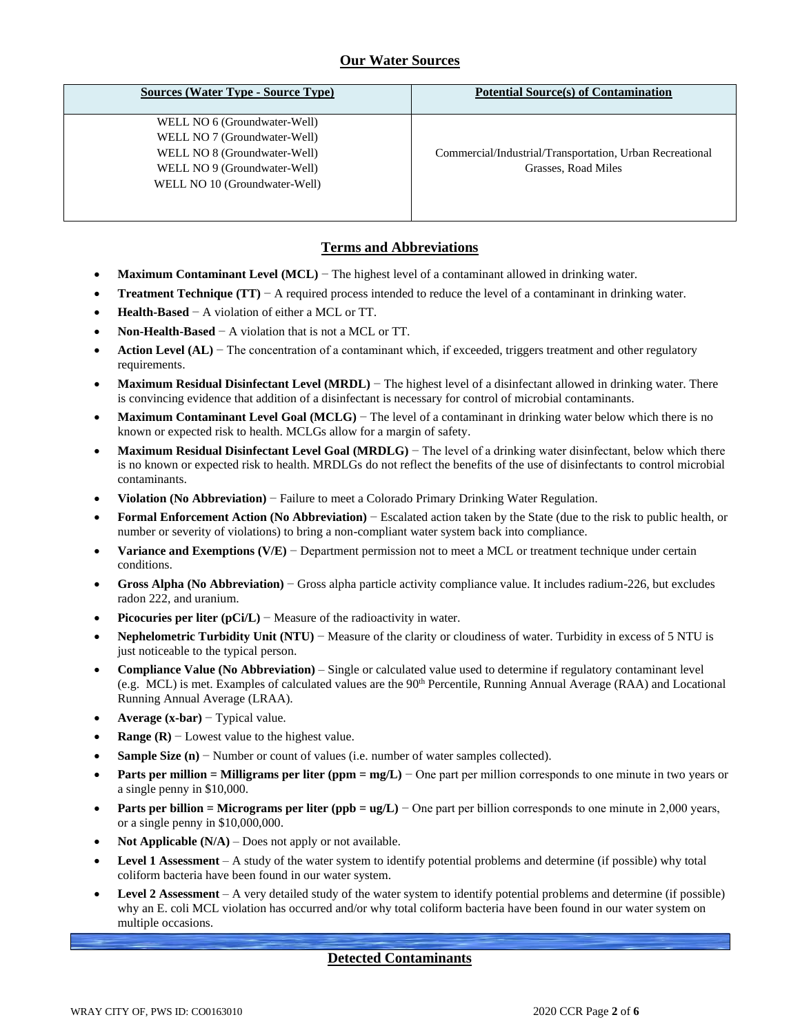## Our Water Sources

| Sources (Water Type - Source Type) | Potential Source(s) of Contamination |
|---|---|
| WELL NO 6 (Groundwater-Well)<br>WELL NO 7 (Groundwater-Well)<br>WELL NO 8 (Groundwater-Well)<br>WELL NO 9 (Groundwater-Well)<br>WELL NO 10 (Groundwater-Well) | Commercial/Industrial/Transportation, Urban Recreational Grasses, Road Miles |

## Terms and Abbreviations

- **Maximum Contaminant Level (MCL)** − The highest level of a contaminant allowed in drinking water.
- **Treatment Technique (TT)** − A required process intended to reduce the level of a contaminant in drinking water.
- **Health-Based** − A violation of either a MCL or TT.
- **Non-Health-Based** − A violation that is not a MCL or TT.
- **Action Level (AL)** − The concentration of a contaminant which, if exceeded, triggers treatment and other regulatory requirements.
- **Maximum Residual Disinfectant Level (MRDL)** − The highest level of a disinfectant allowed in drinking water. There is convincing evidence that addition of a disinfectant is necessary for control of microbial contaminants.
- **Maximum Contaminant Level Goal (MCLG)** − The level of a contaminant in drinking water below which there is no known or expected risk to health. MCLGs allow for a margin of safety.
- **Maximum Residual Disinfectant Level Goal (MRDLG)** − The level of a drinking water disinfectant, below which there is no known or expected risk to health. MRDLGs do not reflect the benefits of the use of disinfectants to control microbial contaminants.
- **Violation (No Abbreviation)** − Failure to meet a Colorado Primary Drinking Water Regulation.
- **Formal Enforcement Action (No Abbreviation)** − Escalated action taken by the State (due to the risk to public health, or number or severity of violations) to bring a non-compliant water system back into compliance.
- **Variance and Exemptions (V/E)** − Department permission not to meet a MCL or treatment technique under certain conditions.
- **Gross Alpha (No Abbreviation)** − Gross alpha particle activity compliance value. It includes radium-226, but excludes radon 222, and uranium.
- **Picocuries per liter (pCi/L)** − Measure of the radioactivity in water.
- **Nephelometric Turbidity Unit (NTU)** − Measure of the clarity or cloudiness of water. Turbidity in excess of 5 NTU is just noticeable to the typical person.
- **Compliance Value (No Abbreviation)** – Single or calculated value used to determine if regulatory contaminant level (e.g. MCL) is met. Examples of calculated values are the 90th Percentile, Running Annual Average (RAA) and Locational Running Annual Average (LRAA).
- **Average (x-bar)** − Typical value.
- **Range (R)** − Lowest value to the highest value.
- **Sample Size (n)** − Number or count of values (i.e. number of water samples collected).
- **Parts per million = Milligrams per liter (ppm = mg/L)** − One part per million corresponds to one minute in two years or a single penny in $10,000.
- **Parts per billion = Micrograms per liter (ppb = ug/L)** − One part per billion corresponds to one minute in 2,000 years, or a single penny in $10,000,000.
- **Not Applicable (N/A)** – Does not apply or not available.
- **Level 1 Assessment** – A study of the water system to identify potential problems and determine (if possible) why total coliform bacteria have been found in our water system.
- **Level 2 Assessment** – A very detailed study of the water system to identify potential problems and determine (if possible) why an E. coli MCL violation has occurred and/or why total coliform bacteria have been found in our water system on multiple occasions.

## Detected Contaminants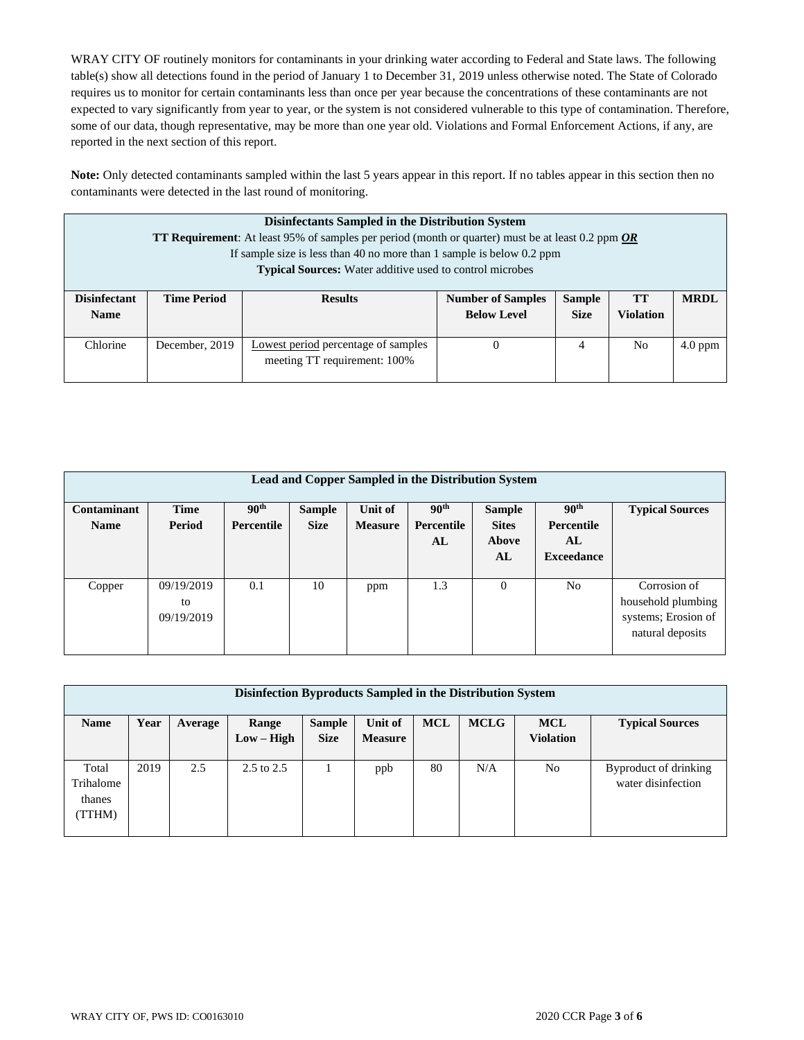WRAY CITY OF routinely monitors for contaminants in your drinking water according to Federal and State laws. The following table(s) show all detections found in the period of January 1 to December 31, 2019 unless otherwise noted. The State of Colorado requires us to monitor for certain contaminants less than once per year because the concentrations of these contaminants are not expected to vary significantly from year to year, or the system is not considered vulnerable to this type of contamination. Therefore, some of our data, though representative, may be more than one year old. Violations and Formal Enforcement Actions, if any, are reported in the next section of this report.

**Note:** Only detected contaminants sampled within the last 5 years appear in this report. If no tables appear in this section then no contaminants were detected in the last round of monitoring.

**Disinfectants Sampled in the Distribution System**

**TT Requirement**: At least 95% of samples per period (month or quarter) must be at least 0.2 ppm ***OR***
If sample size is less than 40 no more than 1 sample is below 0.2 ppm
**Typical Sources:** Water additive used to control microbes

| Disinfectant Name | Time Period | Results | Number of Samples Below Level | Sample Size | TT Violation | MRDL |
|---|---|---|---|---|---|---|
| Chlorine | December, 2019 | Lowest period percentage of samples meeting TT requirement: 100% | 0 | 4 | No | 4.0 ppm |

**Lead and Copper Sampled in the Distribution System**

| Contaminant Name | Time Period | 90th Percentile | Sample Size | Unit of Measure | 90th Percentile AL | Sample Sites Above AL | 90th Percentile AL Exceedance | Typical Sources |
|---|---|---|---|---|---|---|---|---|
| Copper | 09/19/2019 to 09/19/2019 | 0.1 | 10 | ppm | 1.3 | 0 | No | Corrosion of household plumbing systems; Erosion of natural deposits |

**Disinfection Byproducts Sampled in the Distribution System**

| Name | Year | Average | Range Low – High | Sample Size | Unit of Measure | MCL | MCLG | MCL Violation | Typical Sources |
|---|---|---|---|---|---|---|---|---|---|
| Total Trihalomethanes (TTHM) | 2019 | 2.5 | 2.5 to 2.5 | 1 | ppb | 80 | N/A | No | Byproduct of drinking water disinfection |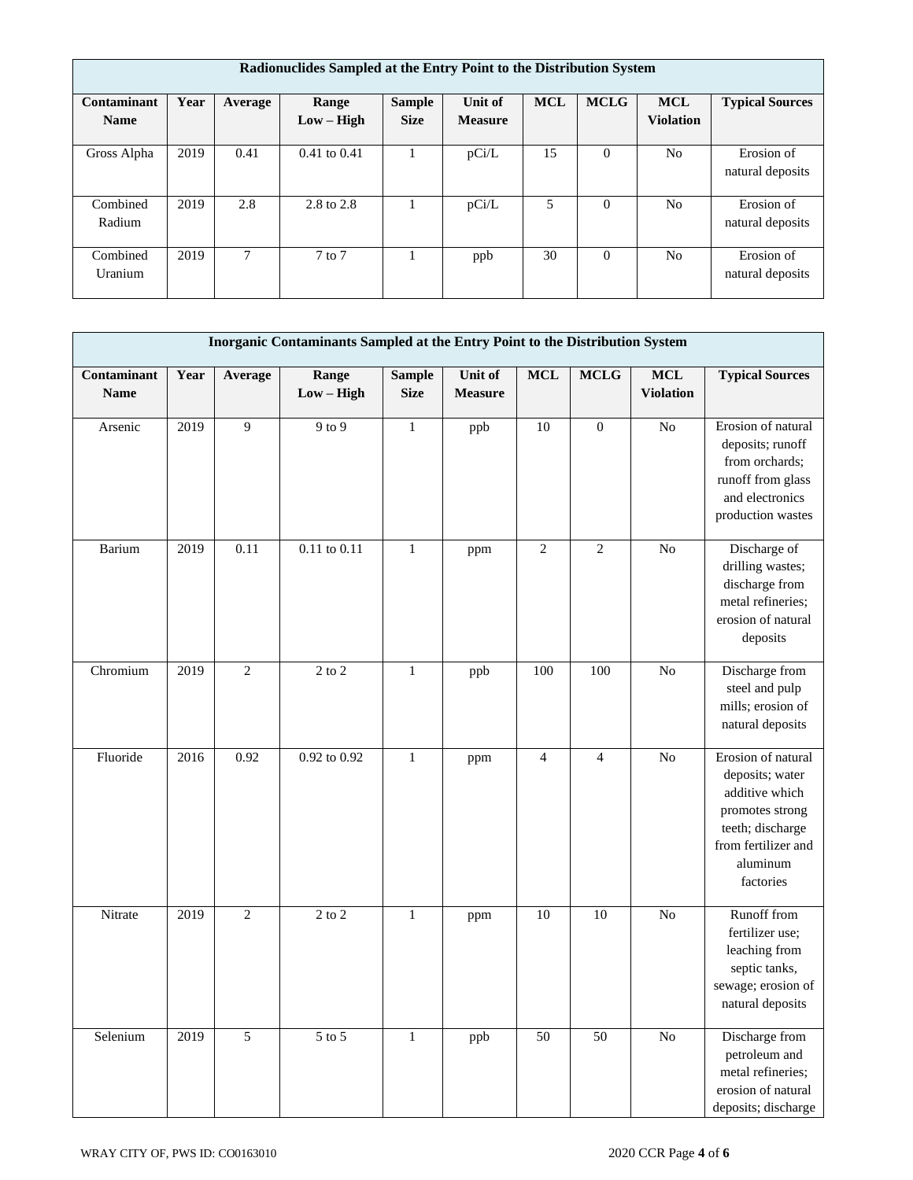| Radionuclides Sampled at the Entry Point to the Distribution System | | | | | | | | | |
|---|---|---|---|---|---|---|---|---|---|
| **Contaminant Name** | **Year** | **Average** | **Range Low – High** | **Sample Size** | **Unit of Measure** | **MCL** | **MCLG** | **MCL Violation** | **Typical Sources** |
| Gross Alpha | 2019 | 0.41 | 0.41 to 0.41 | 1 | pCi/L | 15 | 0 | No | Erosion of natural deposits |
| Combined Radium | 2019 | 2.8 | 2.8 to 2.8 | 1 | pCi/L | 5 | 0 | No | Erosion of natural deposits |
| Combined Uranium | 2019 | 7 | 7 to 7 | 1 | ppb | 30 | 0 | No | Erosion of natural deposits |

| Inorganic Contaminants Sampled at the Entry Point to the Distribution System | | | | | | | | | |
|---|---|---|---|---|---|---|---|---|---|
| **Contaminant Name** | **Year** | **Average** | **Range Low – High** | **Sample Size** | **Unit of Measure** | **MCL** | **MCLG** | **MCL Violation** | **Typical Sources** |
| Arsenic | 2019 | 9 | 9 to 9 | 1 | ppb | 10 | 0 | No | Erosion of natural deposits; runoff from orchards; runoff from glass and electronics production wastes |
| Barium | 2019 | 0.11 | 0.11 to 0.11 | 1 | ppm | 2 | 2 | No | Discharge of drilling wastes; discharge from metal refineries; erosion of natural deposits |
| Chromium | 2019 | 2 | 2 to 2 | 1 | ppb | 100 | 100 | No | Discharge from steel and pulp mills; erosion of natural deposits |
| Fluoride | 2016 | 0.92 | 0.92 to 0.92 | 1 | ppm | 4 | 4 | No | Erosion of natural deposits; water additive which promotes strong teeth; discharge from fertilizer and aluminum factories |
| Nitrate | 2019 | 2 | 2 to 2 | 1 | ppm | 10 | 10 | No | Runoff from fertilizer use; leaching from septic tanks, sewage; erosion of natural deposits |
| Selenium | 2019 | 5 | 5 to 5 | 1 | ppb | 50 | 50 | No | Discharge from petroleum and metal refineries; erosion of natural deposits; discharge |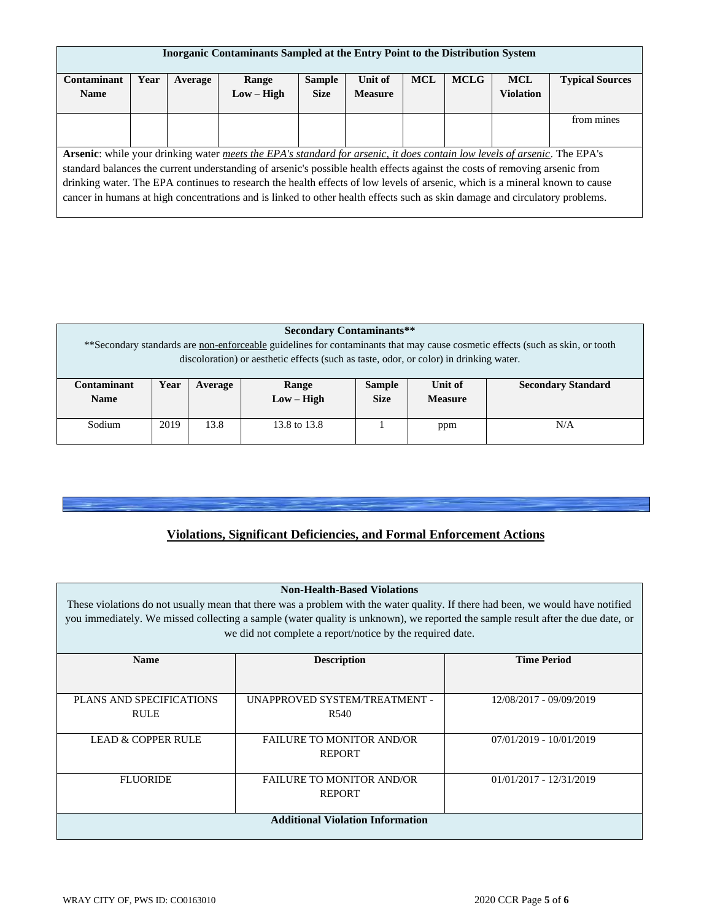| Inorganic Contaminants Sampled at the Entry Point to the Distribution System | | | | | | | | | |
|---|---|---|---|---|---|---|---|---|---|
| **Contaminant Name** | **Year** | **Average** | **Range Low – High** | **Sample Size** | **Unit of Measure** | **MCL** | **MCLG** | **MCL Violation** | **Typical Sources** |
| | | | | | | | | | from mines |

**Arsenic**: while your drinking water *meets the EPA's standard for arsenic, it does contain low levels of arsenic*. The EPA's standard balances the current understanding of arsenic's possible health effects against the costs of removing arsenic from drinking water. The EPA continues to research the health effects of low levels of arsenic, which is a mineral known to cause cancer in humans at high concentrations and is linked to other health effects such as skin damage and circulatory problems.

**Secondary Contaminants****

**Secondary standards are non-enforceable guidelines for contaminants that may cause cosmetic effects (such as skin, or tooth discoloration) or aesthetic effects (such as taste, odor, or color) in drinking water.

| Contaminant Name | Year | Average | Range Low – High | Sample Size | Unit of Measure | Secondary Standard |
|---|---|---|---|---|---|---|
| Sodium | 2019 | 13.8 | 13.8 to 13.8 | 1 | ppm | N/A |

## Violations, Significant Deficiencies, and Formal Enforcement Actions

**Non-Health-Based Violations**

These violations do not usually mean that there was a problem with the water quality. If there had been, we would have notified you immediately. We missed collecting a sample (water quality is unknown), we reported the sample result after the due date, or we did not complete a report/notice by the required date.

| Name | Description | Time Period |
|---|---|---|
| PLANS AND SPECIFICATIONS RULE | UNAPPROVED SYSTEM/TREATMENT - R540 | 12/08/2017 - 09/09/2019 |
| LEAD & COPPER RULE | FAILURE TO MONITOR AND/OR REPORT | 07/01/2019 - 10/01/2019 |
| FLUORIDE | FAILURE TO MONITOR AND/OR REPORT | 01/01/2017 - 12/31/2019 |

**Additional Violation Information**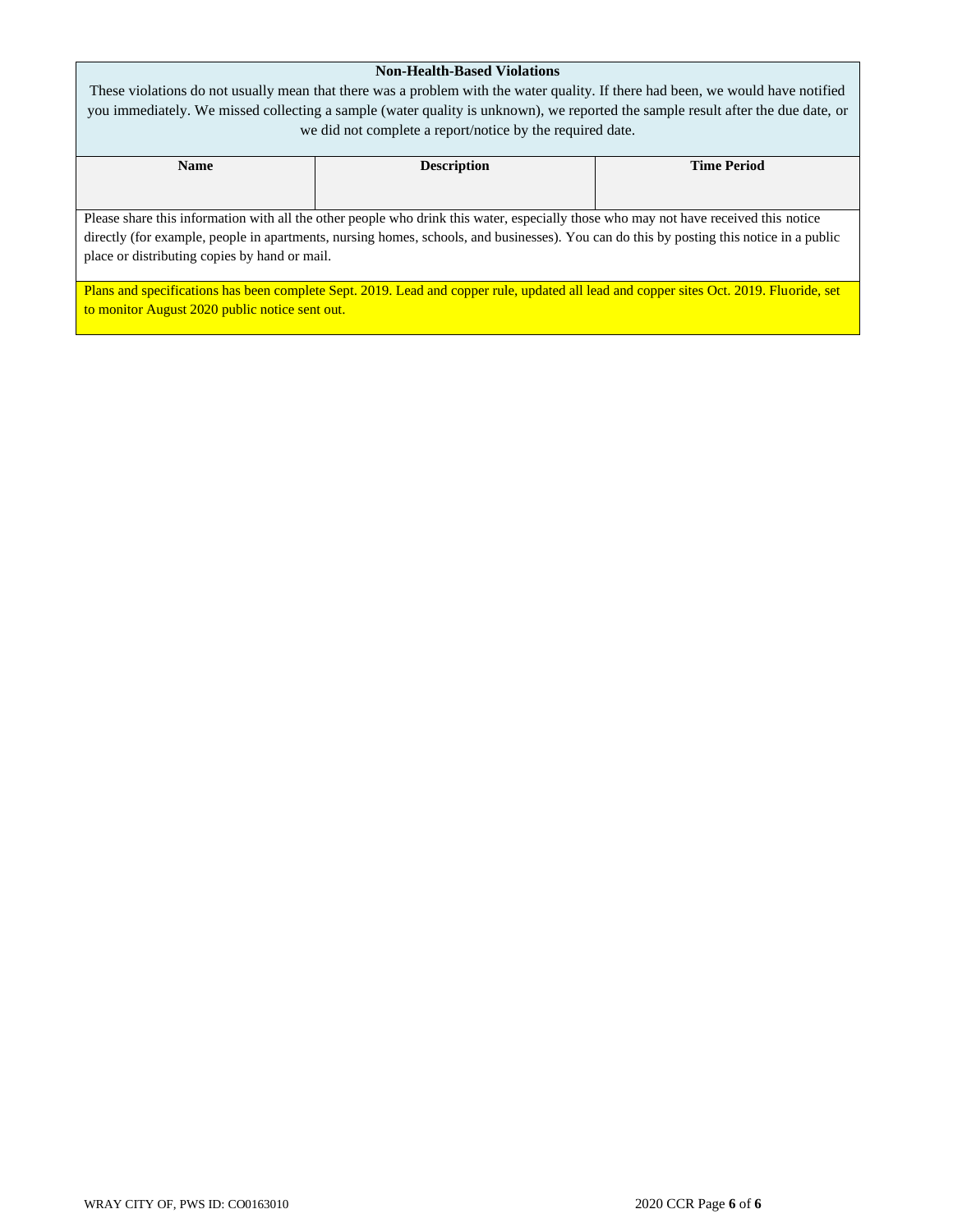### Non-Health-Based Violations

These violations do not usually mean that there was a problem with the water quality. If there had been, we would have notified you immediately. We missed collecting a sample (water quality is unknown), we reported the sample result after the due date, or we did not complete a report/notice by the required date.

| Name | Description | Time Period |
| --- | --- | --- |
| | | |

Please share this information with all the other people who drink this water, especially those who may not have received this notice directly (for example, people in apartments, nursing homes, schools, and businesses). You can do this by posting this notice in a public place or distributing copies by hand or mail.

Plans and specifications has been complete Sept. 2019. Lead and copper rule, updated all lead and copper sites Oct. 2019. Fluoride, set to monitor August 2020 public notice sent out.